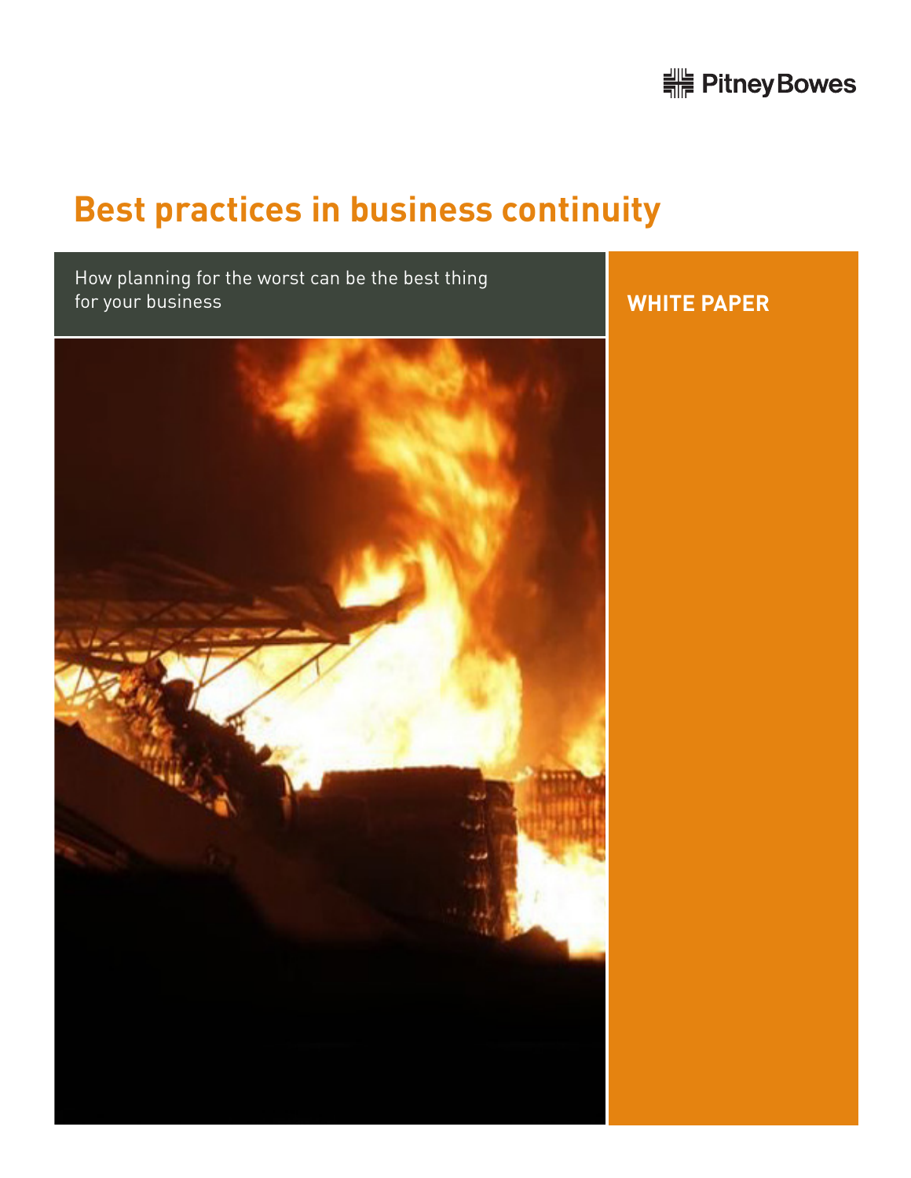Pitney Bowes

# Best practices in business continuity

How planning for the worst can be the best thing for your business

**WHITE PAPER**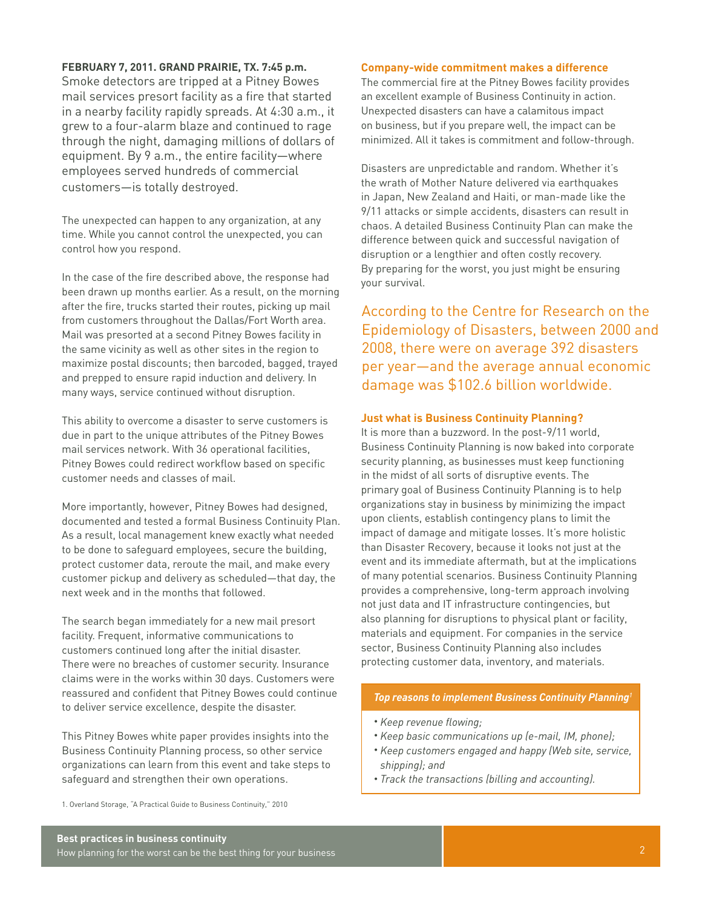**FEBRUARY 7, 2011. GRAND PRAIRIE, TX. 7:45 p.m.**
Smoke detectors are tripped at a Pitney Bowes mail services presort facility as a fire that started in a nearby facility rapidly spreads. At 4:30 a.m., it grew to a four-alarm blaze and continued to rage through the night, damaging millions of dollars of equipment. By 9 a.m., the entire facility—where employees served hundreds of commercial customers—is totally destroyed.

The unexpected can happen to any organization, at any time. While you cannot control the unexpected, you can control how you respond.

In the case of the fire described above, the response had been drawn up months earlier. As a result, on the morning after the fire, trucks started their routes, picking up mail from customers throughout the Dallas/Fort Worth area. Mail was presorted at a second Pitney Bowes facility in the same vicinity as well as other sites in the region to maximize postal discounts; then barcoded, bagged, trayed and prepped to ensure rapid induction and delivery. In many ways, service continued without disruption.

This ability to overcome a disaster to serve customers is due in part to the unique attributes of the Pitney Bowes mail services network. With 36 operational facilities, Pitney Bowes could redirect workflow based on specific customer needs and classes of mail.

More importantly, however, Pitney Bowes had designed, documented and tested a formal Business Continuity Plan. As a result, local management knew exactly what needed to be done to safeguard employees, secure the building, protect customer data, reroute the mail, and make every customer pickup and delivery as scheduled—that day, the next week and in the months that followed.

The search began immediately for a new mail presort facility. Frequent, informative communications to customers continued long after the initial disaster. There were no breaches of customer security. Insurance claims were in the works within 30 days. Customers were reassured and confident that Pitney Bowes could continue to deliver service excellence, despite the disaster.

This Pitney Bowes white paper provides insights into the Business Continuity Planning process, so other service organizations can learn from this event and take steps to safeguard and strengthen their own operations.

### Company-wide commitment makes a difference

The commercial fire at the Pitney Bowes facility provides an excellent example of Business Continuity in action. Unexpected disasters can have a calamitous impact on business, but if you prepare well, the impact can be minimized. All it takes is commitment and follow-through.

Disasters are unpredictable and random. Whether it's the wrath of Mother Nature delivered via earthquakes in Japan, New Zealand and Haiti, or man-made like the 9/11 attacks or simple accidents, disasters can result in chaos. A detailed Business Continuity Plan can make the difference between quick and successful navigation of disruption or a lengthier and often costly recovery. By preparing for the worst, you just might be ensuring your survival.

According to the Centre for Research on the Epidemiology of Disasters, between 2000 and 2008, there were on average 392 disasters per year—and the average annual economic damage was $102.6 billion worldwide.

### Just what is Business Continuity Planning?

It is more than a buzzword. In the post-9/11 world, Business Continuity Planning is now baked into corporate security planning, as businesses must keep functioning in the midst of all sorts of disruptive events. The primary goal of Business Continuity Planning is to help organizations stay in business by minimizing the impact upon clients, establish contingency plans to limit the impact of damage and mitigate losses. It's more holistic than Disaster Recovery, because it looks not just at the event and its immediate aftermath, but at the implications of many potential scenarios. Business Continuity Planning provides a comprehensive, long-term approach involving not just data and IT infrastructure contingencies, but also planning for disruptions to physical plant or facility, materials and equipment. For companies in the service sector, Business Continuity Planning also includes protecting customer data, inventory, and materials.

**Top reasons to implement Business Continuity Planning[1]**

- *Keep revenue flowing;*
- *Keep basic communications up (e-mail, IM, phone);*
- *Keep customers engaged and happy (Web site, service, shipping); and*
- *Track the transactions (billing and accounting).*

1. Overland Storage, "A Practical Guide to Business Continuity," 2010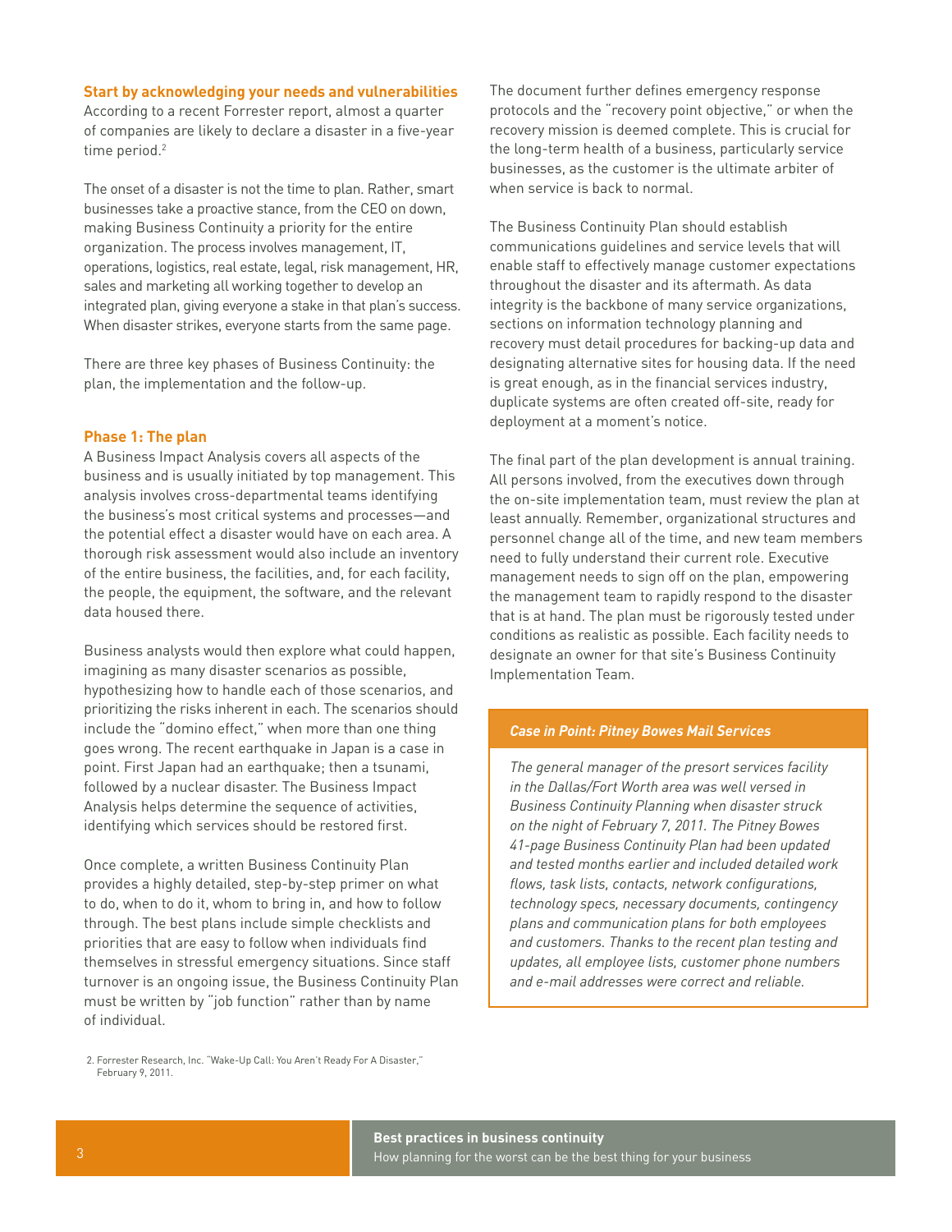### Start by acknowledging your needs and vulnerabilities

According to a recent Forrester report, almost a quarter of companies are likely to declare a disaster in a five-year time period.[2]

The onset of a disaster is not the time to plan. Rather, smart businesses take a proactive stance, from the CEO on down, making Business Continuity a priority for the entire organization. The process involves management, IT, operations, logistics, real estate, legal, risk management, HR, sales and marketing all working together to develop an integrated plan, giving everyone a stake in that plan's success. When disaster strikes, everyone starts from the same page.

There are three key phases of Business Continuity: the plan, the implementation and the follow-up.

### Phase 1: The plan

A Business Impact Analysis covers all aspects of the business and is usually initiated by top management. This analysis involves cross-departmental teams identifying the business's most critical systems and processes—and the potential effect a disaster would have on each area. A thorough risk assessment would also include an inventory of the entire business, the facilities, and, for each facility, the people, the equipment, the software, and the relevant data housed there.

Business analysts would then explore what could happen, imagining as many disaster scenarios as possible, hypothesizing how to handle each of those scenarios, and prioritizing the risks inherent in each. The scenarios should include the "domino effect," when more than one thing goes wrong. The recent earthquake in Japan is a case in point. First Japan had an earthquake; then a tsunami, followed by a nuclear disaster. The Business Impact Analysis helps determine the sequence of activities, identifying which services should be restored first.

Once complete, a written Business Continuity Plan provides a highly detailed, step-by-step primer on what to do, when to do it, whom to bring in, and how to follow through. The best plans include simple checklists and priorities that are easy to follow when individuals find themselves in stressful emergency situations. Since staff turnover is an ongoing issue, the Business Continuity Plan must be written by "job function" rather than by name of individual.

The document further defines emergency response protocols and the "recovery point objective," or when the recovery mission is deemed complete. This is crucial for the long-term health of a business, particularly service businesses, as the customer is the ultimate arbiter of when service is back to normal.

The Business Continuity Plan should establish communications guidelines and service levels that will enable staff to effectively manage customer expectations throughout the disaster and its aftermath. As data integrity is the backbone of many service organizations, sections on information technology planning and recovery must detail procedures for backing-up data and designating alternative sites for housing data. If the need is great enough, as in the financial services industry, duplicate systems are often created off-site, ready for deployment at a moment's notice.

The final part of the plan development is annual training. All persons involved, from the executives down through the on-site implementation team, must review the plan at least annually. Remember, organizational structures and personnel change all of the time, and new team members need to fully understand their current role. Executive management needs to sign off on the plan, empowering the management team to rapidly respond to the disaster that is at hand. The plan must be rigorously tested under conditions as realistic as possible. Each facility needs to designate an owner for that site's Business Continuity Implementation Team.

> ***Case in Point: Pitney Bowes Mail Services***
>
> *The general manager of the presort services facility in the Dallas/Fort Worth area was well versed in Business Continuity Planning when disaster struck on the night of February 7, 2011. The Pitney Bowes 41-page Business Continuity Plan had been updated and tested months earlier and included detailed work flows, task lists, contacts, network configurations, technology specs, necessary documents, contingency plans and communication plans for both employees and customers. Thanks to the recent plan testing and updates, all employee lists, customer phone numbers and e-mail addresses were correct and reliable.*

2. Forrester Research, Inc. "Wake-Up Call: You Aren't Ready For A Disaster," February 9, 2011.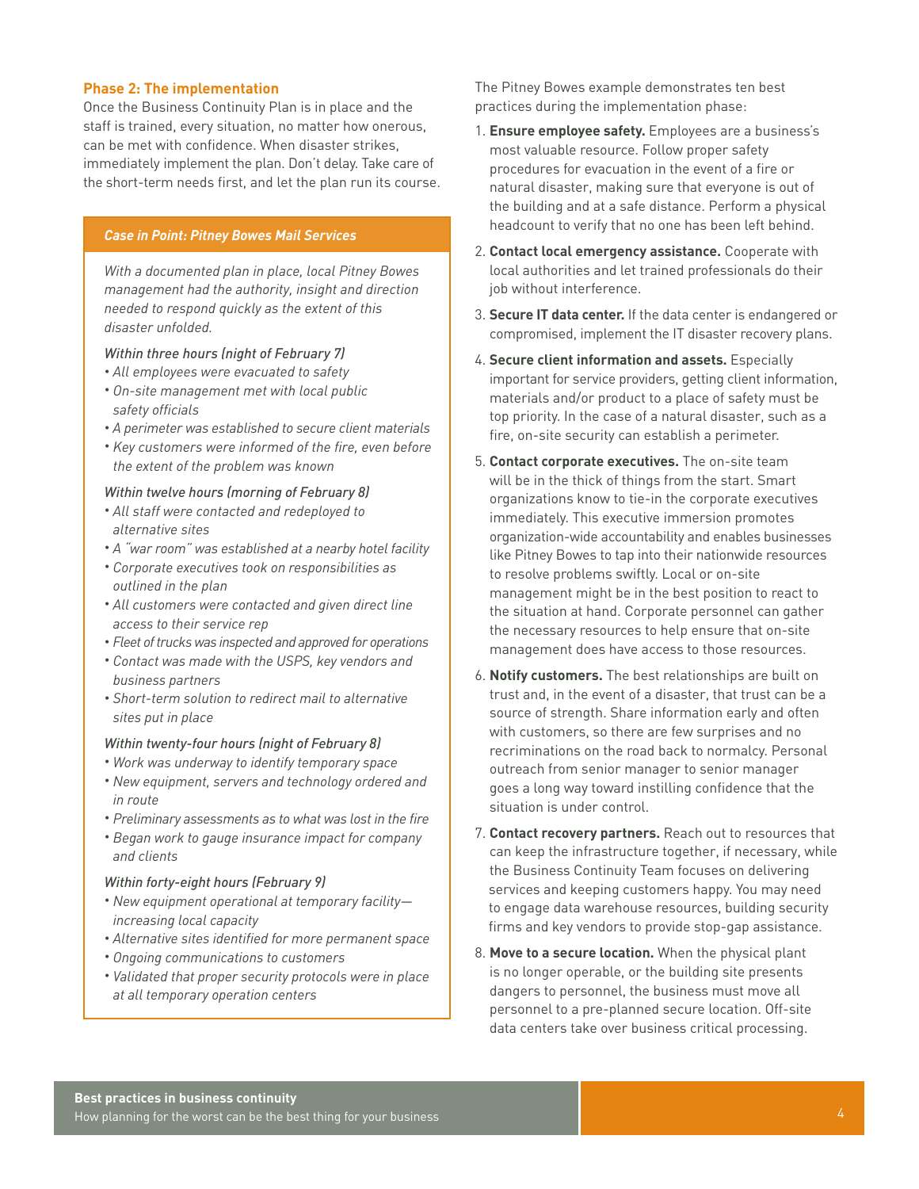## Phase 2: The implementation

Once the Business Continuity Plan is in place and the staff is trained, every situation, no matter how onerous, can be met with confidence. When disaster strikes, immediately implement the plan. Don't delay. Take care of the short-term needs first, and let the plan run its course.

> ***Case in Point: Pitney Bowes Mail Services***
>
> *With a documented plan in place, local Pitney Bowes management had the authority, insight and direction needed to respond quickly as the extent of this disaster unfolded.*
>
> *Within three hours (night of February 7)*
> - *All employees were evacuated to safety*
> - *On-site management met with local public safety officials*
> - *A perimeter was established to secure client materials*
> - *Key customers were informed of the fire, even before the extent of the problem was known*
>
> *Within twelve hours (morning of February 8)*
> - *All staff were contacted and redeployed to alternative sites*
> - *A "war room" was established at a nearby hotel facility*
> - *Corporate executives took on responsibilities as outlined in the plan*
> - *All customers were contacted and given direct line access to their service rep*
> - *Fleet of trucks was inspected and approved for operations*
> - *Contact was made with the USPS, key vendors and business partners*
> - *Short-term solution to redirect mail to alternative sites put in place*
>
> *Within twenty-four hours (night of February 8)*
> - *Work was underway to identify temporary space*
> - *New equipment, servers and technology ordered and in route*
> - *Preliminary assessments as to what was lost in the fire*
> - *Began work to gauge insurance impact for company and clients*
>
> *Within forty-eight hours (February 9)*
> - *New equipment operational at temporary facility—increasing local capacity*
> - *Alternative sites identified for more permanent space*
> - *Ongoing communications to customers*
> - *Validated that proper security protocols were in place at all temporary operation centers*

The Pitney Bowes example demonstrates ten best practices during the implementation phase:

1. **Ensure employee safety.** Employees are a business's most valuable resource. Follow proper safety procedures for evacuation in the event of a fire or natural disaster, making sure that everyone is out of the building and at a safe distance. Perform a physical headcount to verify that no one has been left behind.
2. **Contact local emergency assistance.** Cooperate with local authorities and let trained professionals do their job without interference.
3. **Secure IT data center.** If the data center is endangered or compromised, implement the IT disaster recovery plans.
4. **Secure client information and assets.** Especially important for service providers, getting client information, materials and/or product to a place of safety must be top priority. In the case of a natural disaster, such as a fire, on-site security can establish a perimeter.
5. **Contact corporate executives.** The on-site team will be in the thick of things from the start. Smart organizations know to tie-in the corporate executives immediately. This executive immersion promotes organization-wide accountability and enables businesses like Pitney Bowes to tap into their nationwide resources to resolve problems swiftly. Local or on-site management might be in the best position to react to the situation at hand. Corporate personnel can gather the necessary resources to help ensure that on-site management does have access to those resources.
6. **Notify customers.** The best relationships are built on trust and, in the event of a disaster, that trust can be a source of strength. Share information early and often with customers, so there are few surprises and no recriminations on the road back to normalcy. Personal outreach from senior manager to senior manager goes a long way toward instilling confidence that the situation is under control.
7. **Contact recovery partners.** Reach out to resources that can keep the infrastructure together, if necessary, while the Business Continuity Team focuses on delivering services and keeping customers happy. You may need to engage data warehouse resources, building security firms and key vendors to provide stop-gap assistance.
8. **Move to a secure location.** When the physical plant is no longer operable, or the building site presents dangers to personnel, the business must move all personnel to a pre-planned secure location. Off-site data centers take over business critical processing.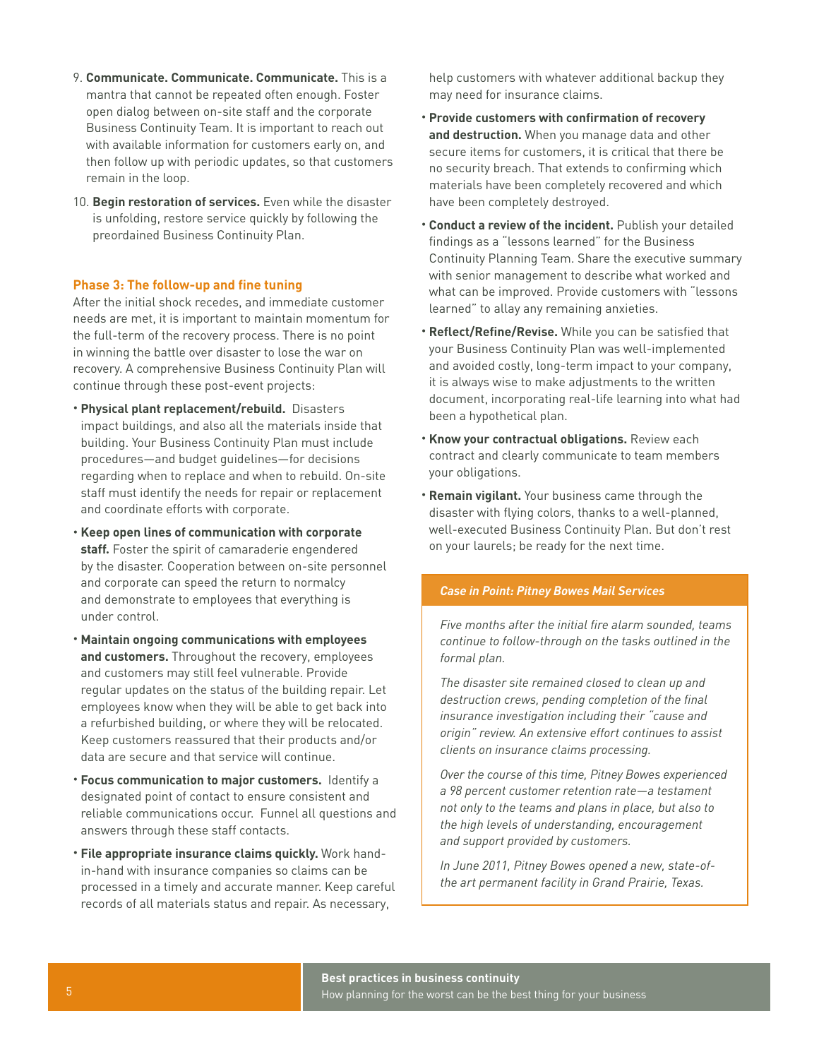9. **Communicate. Communicate. Communicate.** This is a mantra that cannot be repeated often enough. Foster open dialog between on-site staff and the corporate Business Continuity Team. It is important to reach out with available information for customers early on, and then follow up with periodic updates, so that customers remain in the loop.

10. **Begin restoration of services.** Even while the disaster is unfolding, restore service quickly by following the preordained Business Continuity Plan.

### Phase 3: The follow-up and fine tuning

After the initial shock recedes, and immediate customer needs are met, it is important to maintain momentum for the full-term of the recovery process. There is no point in winning the battle over disaster to lose the war on recovery. A comprehensive Business Continuity Plan will continue through these post-event projects:

- **Physical plant replacement/rebuild.** Disasters impact buildings, and also all the materials inside that building. Your Business Continuity Plan must include procedures—and budget guidelines—for decisions regarding when to replace and when to rebuild. On-site staff must identify the needs for repair or replacement and coordinate efforts with corporate.
- **Keep open lines of communication with corporate staff.** Foster the spirit of camaraderie engendered by the disaster. Cooperation between on-site personnel and corporate can speed the return to normalcy and demonstrate to employees that everything is under control.
- **Maintain ongoing communications with employees and customers.** Throughout the recovery, employees and customers may still feel vulnerable. Provide regular updates on the status of the building repair. Let employees know when they will be able to get back into a refurbished building, or where they will be relocated. Keep customers reassured that their products and/or data are secure and that service will continue.
- **Focus communication to major customers.** Identify a designated point of contact to ensure consistent and reliable communications occur. Funnel all questions and answers through these staff contacts.
- **File appropriate insurance claims quickly.** Work hand-in-hand with insurance companies so claims can be processed in a timely and accurate manner. Keep careful records of all materials status and repair. As necessary, help customers with whatever additional backup they may need for insurance claims.
- **Provide customers with confirmation of recovery and destruction.** When you manage data and other secure items for customers, it is critical that there be no security breach. That extends to confirming which materials have been completely recovered and which have been completely destroyed.
- **Conduct a review of the incident.** Publish your detailed findings as a "lessons learned" for the Business Continuity Planning Team. Share the executive summary with senior management to describe what worked and what can be improved. Provide customers with "lessons learned" to allay any remaining anxieties.
- **Reflect/Refine/Revise.** While you can be satisfied that your Business Continuity Plan was well-implemented and avoided costly, long-term impact to your company, it is always wise to make adjustments to the written document, incorporating real-life learning into what had been a hypothetical plan.
- **Know your contractual obligations.** Review each contract and clearly communicate to team members your obligations.
- **Remain vigilant.** Your business came through the disaster with flying colors, thanks to a well-planned, well-executed Business Continuity Plan. But don't rest on your laurels; be ready for the next time.

#### *Case in Point: Pitney Bowes Mail Services*

*Five months after the initial fire alarm sounded, teams continue to follow-through on the tasks outlined in the formal plan.*

*The disaster site remained closed to clean up and destruction crews, pending completion of the final insurance investigation including their "cause and origin" review. An extensive effort continues to assist clients on insurance claims processing.*

*Over the course of this time, Pitney Bowes experienced a 98 percent customer retention rate—a testament not only to the teams and plans in place, but also to the high levels of understanding, encouragement and support provided by customers.*

*In June 2011, Pitney Bowes opened a new, state-of-the art permanent facility in Grand Prairie, Texas.*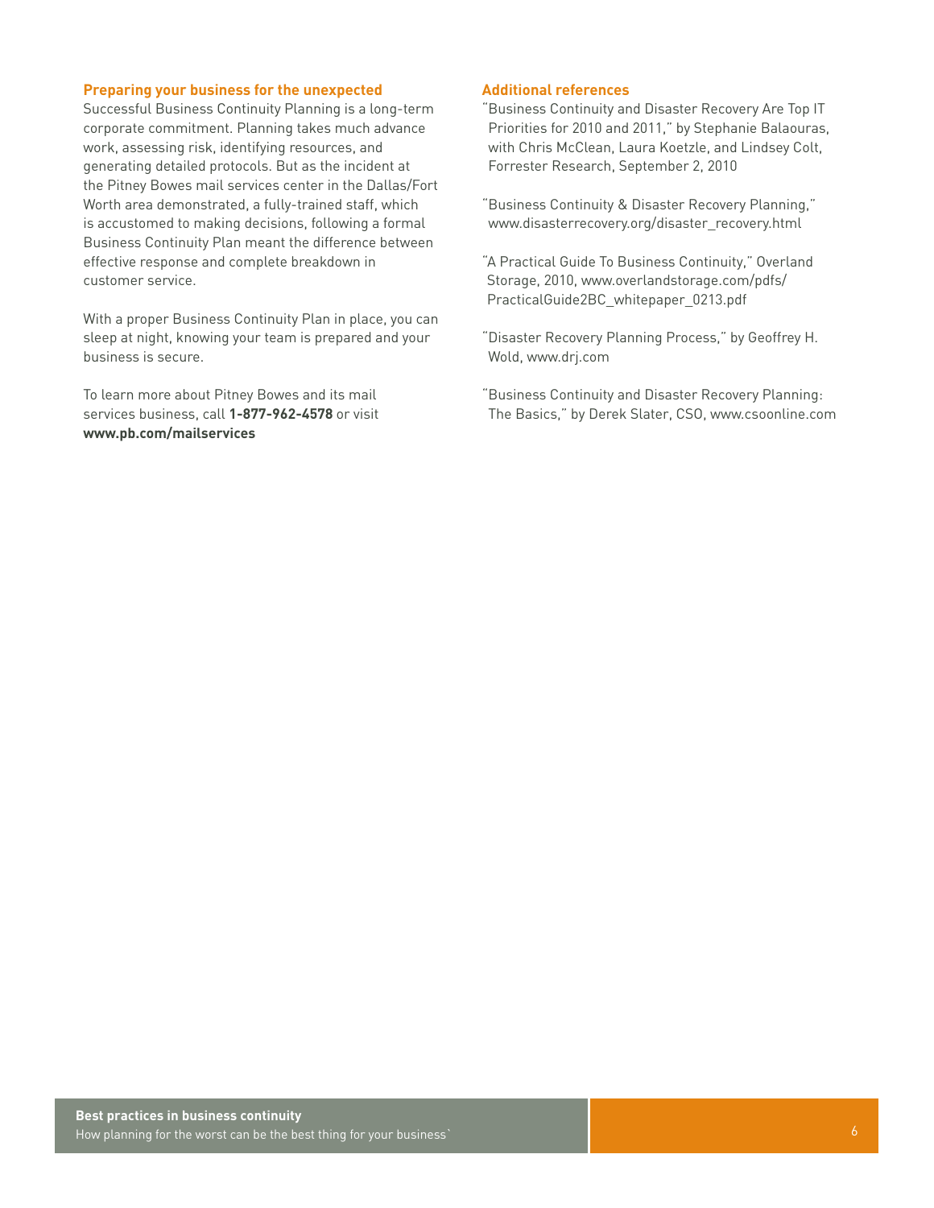## Preparing your business for the unexpected

Successful Business Continuity Planning is a long-term corporate commitment. Planning takes much advance work, assessing risk, identifying resources, and generating detailed protocols. But as the incident at the Pitney Bowes mail services center in the Dallas/Fort Worth area demonstrated, a fully-trained staff, which is accustomed to making decisions, following a formal Business Continuity Plan meant the difference between effective response and complete breakdown in customer service.

With a proper Business Continuity Plan in place, you can sleep at night, knowing your team is prepared and your business is secure.

To learn more about Pitney Bowes and its mail services business, call **1-877-962-4578** or visit **www.pb.com/mailservices**

## Additional references

"Business Continuity and Disaster Recovery Are Top IT Priorities for 2010 and 2011," by Stephanie Balaouras, with Chris McClean, Laura Koetzle, and Lindsey Colt, Forrester Research, September 2, 2010

"Business Continuity & Disaster Recovery Planning," www.disasterrecovery.org/disaster_recovery.html

"A Practical Guide To Business Continuity," Overland Storage, 2010, www.overlandstorage.com/pdfs/PracticalGuide2BC_whitepaper_0213.pdf

"Disaster Recovery Planning Process," by Geoffrey H. Wold, www.drj.com

"Business Continuity and Disaster Recovery Planning: The Basics," by Derek Slater, CSO, www.csoonline.com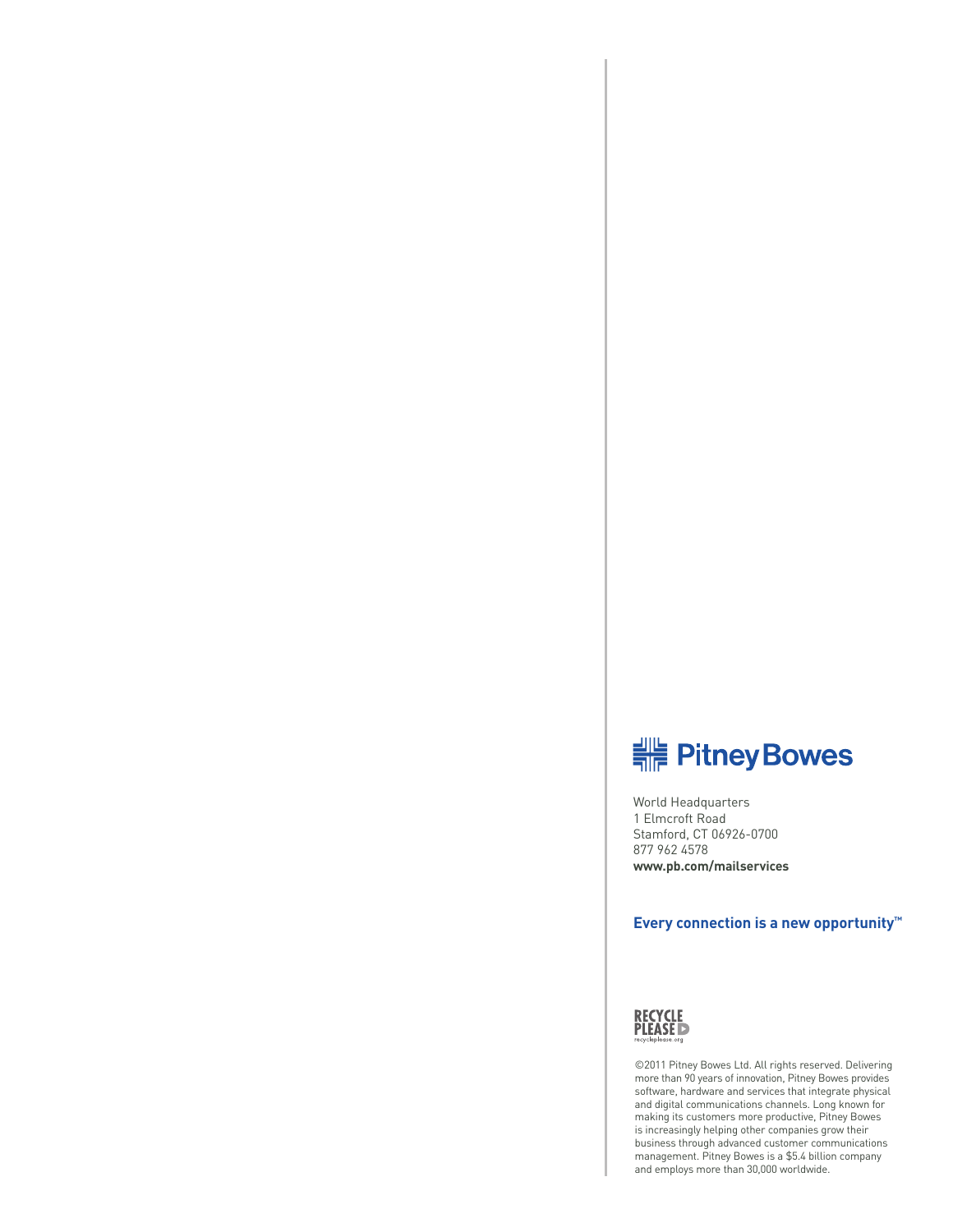Pitney Bowes

World Headquarters
1 Elmcroft Road
Stamford, CT 06926-0700
877 962 4578
**www.pb.com/mailservices**

**Every connection is a new opportunity™**

RECYCLE PLEASE
recycleplease.org

©2011 Pitney Bowes Ltd. All rights reserved. Delivering more than 90 years of innovation, Pitney Bowes provides software, hardware and services that integrate physical and digital communications channels. Long known for making its customers more productive, Pitney Bowes is increasingly helping other companies grow their business through advanced customer communications management. Pitney Bowes is a $5.4 billion company and employs more than 30,000 worldwide.